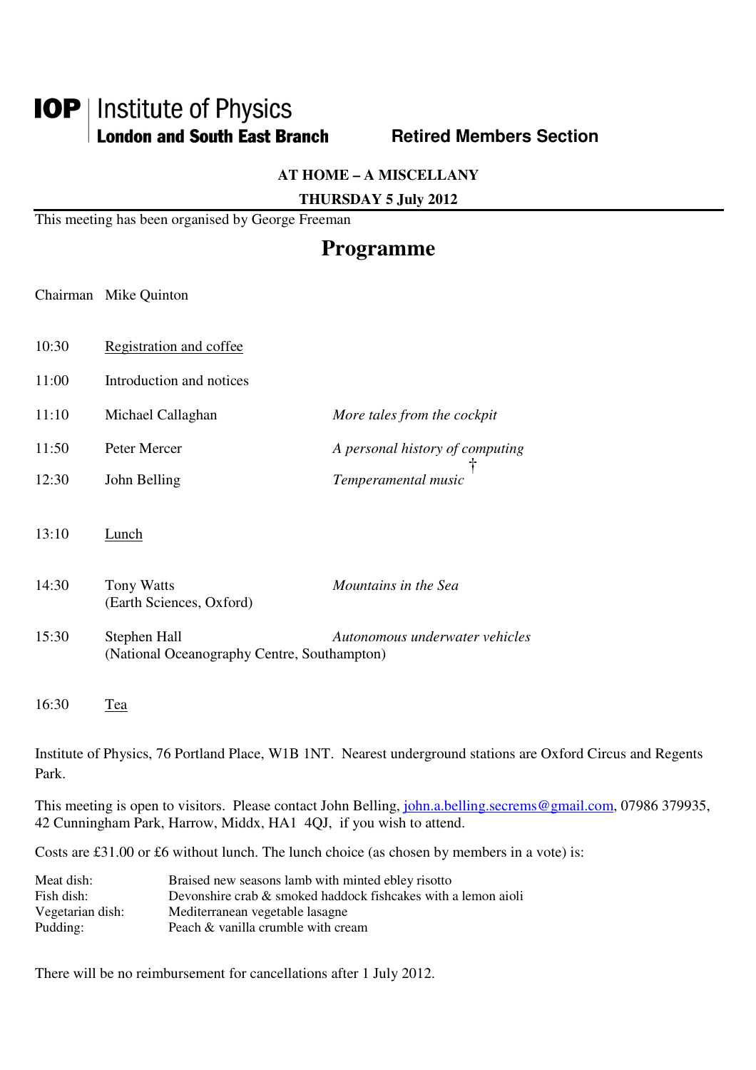**IOP** | Institute of Physics
**London and South East Branch** **Retired Members Section**

**AT HOME – A MISCELLANY**

**THURSDAY 5 July 2012**

This meeting has been organised by George Freeman

# Programme

Chairman Mike Quinton

| | | |
|---|---|---|
| 10:30 | Registration and coffee | |
| 11:00 | Introduction and notices | |
| 11:10 | Michael Callaghan | *More tales from the cockpit* |
| 11:50 | Peter Mercer | *A personal history of computing* |
| 12:30 | John Belling | *Temperamental music* † |
| 13:10 | Lunch | |
| 14:30 | Tony Watts (Earth Sciences, Oxford) | *Mountains in the Sea* |
| 15:30 | Stephen Hall (National Oceanography Centre, Southampton) | *Autonomous underwater vehicles* |
| 16:30 | Tea | |

Institute of Physics, 76 Portland Place, W1B 1NT. Nearest underground stations are Oxford Circus and Regents Park.

This meeting is open to visitors. Please contact John Belling, john.a.belling.secrems@gmail.com, 07986 379935, 42 Cunningham Park, Harrow, Middx, HA1 4QJ, if you wish to attend.

Costs are £31.00 or £6 without lunch. The lunch choice (as chosen by members in a vote) is:

| | |
|---|---|
| Meat dish: | Braised new seasons lamb with minted ebley risotto |
| Fish dish: | Devonshire crab & smoked haddock fishcakes with a lemon aioli |
| Vegetarian dish: | Mediterranean vegetable lasagne |
| Pudding: | Peach & vanilla crumble with cream |

There will be no reimbursement for cancellations after 1 July 2012.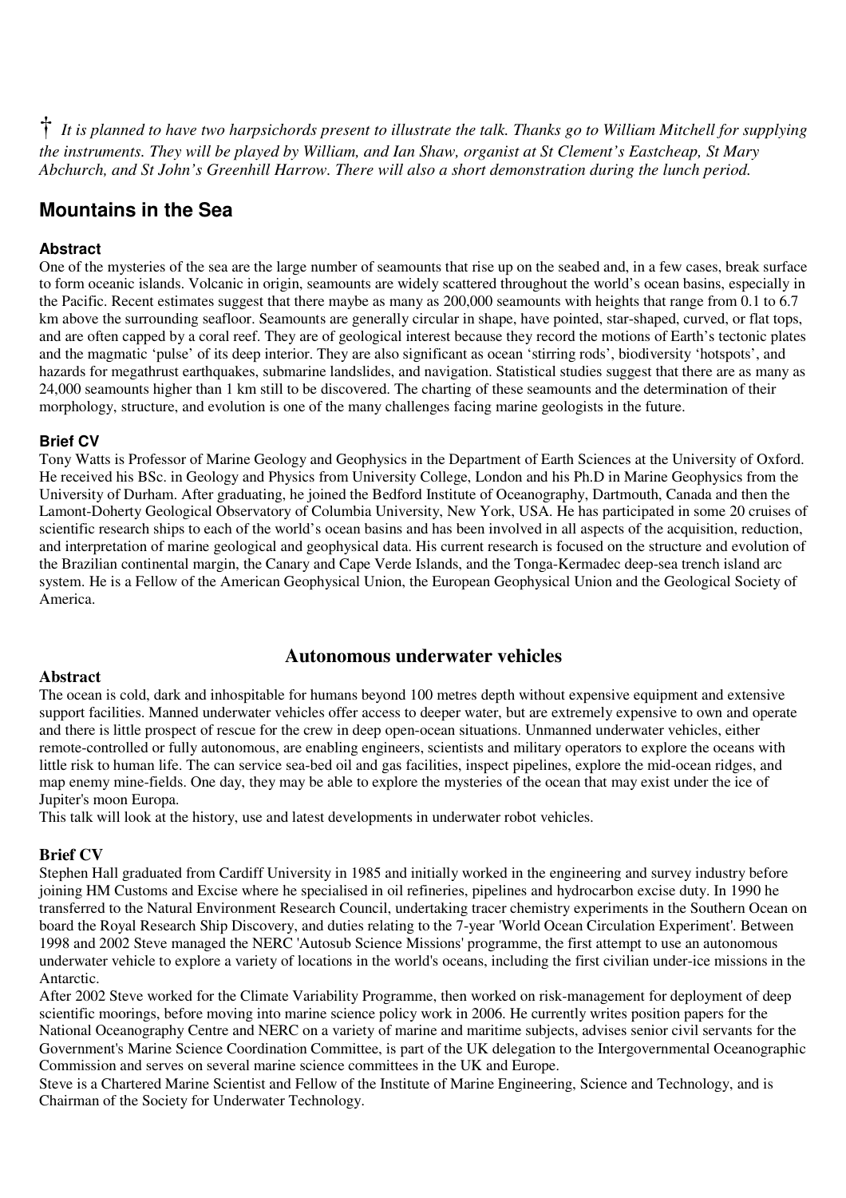† *It is planned to have two harpsichords present to illustrate the talk. Thanks go to William Mitchell for supplying the instruments. They will be played by William, and Ian Shaw, organist at St Clement's Eastcheap, St Mary Abchurch, and St John's Greenhill Harrow. There will also a short demonstration during the lunch period.*

## Mountains in the Sea

### Abstract

One of the mysteries of the sea are the large number of seamounts that rise up on the seabed and, in a few cases, break surface to form oceanic islands. Volcanic in origin, seamounts are widely scattered throughout the world's ocean basins, especially in the Pacific. Recent estimates suggest that there maybe as many as 200,000 seamounts with heights that range from 0.1 to 6.7 km above the surrounding seafloor. Seamounts are generally circular in shape, have pointed, star-shaped, curved, or flat tops, and are often capped by a coral reef. They are of geological interest because they record the motions of Earth's tectonic plates and the magmatic 'pulse' of its deep interior. They are also significant as ocean 'stirring rods', biodiversity 'hotspots', and hazards for megathrust earthquakes, submarine landslides, and navigation. Statistical studies suggest that there are as many as 24,000 seamounts higher than 1 km still to be discovered. The charting of these seamounts and the determination of their morphology, structure, and evolution is one of the many challenges facing marine geologists in the future.

### Brief CV

Tony Watts is Professor of Marine Geology and Geophysics in the Department of Earth Sciences at the University of Oxford. He received his BSc. in Geology and Physics from University College, London and his Ph.D in Marine Geophysics from the University of Durham. After graduating, he joined the Bedford Institute of Oceanography, Dartmouth, Canada and then the Lamont-Doherty Geological Observatory of Columbia University, New York, USA. He has participated in some 20 cruises of scientific research ships to each of the world's ocean basins and has been involved in all aspects of the acquisition, reduction, and interpretation of marine geological and geophysical data. His current research is focused on the structure and evolution of the Brazilian continental margin, the Canary and Cape Verde Islands, and the Tonga-Kermadec deep-sea trench island arc system. He is a Fellow of the American Geophysical Union, the European Geophysical Union and the Geological Society of America.

## Autonomous underwater vehicles

### Abstract

The ocean is cold, dark and inhospitable for humans beyond 100 metres depth without expensive equipment and extensive support facilities. Manned underwater vehicles offer access to deeper water, but are extremely expensive to own and operate and there is little prospect of rescue for the crew in deep open-ocean situations. Unmanned underwater vehicles, either remote-controlled or fully autonomous, are enabling engineers, scientists and military operators to explore the oceans with little risk to human life. The can service sea-bed oil and gas facilities, inspect pipelines, explore the mid-ocean ridges, and map enemy mine-fields. One day, they may be able to explore the mysteries of the ocean that may exist under the ice of Jupiter's moon Europa.

This talk will look at the history, use and latest developments in underwater robot vehicles.

### Brief CV

Stephen Hall graduated from Cardiff University in 1985 and initially worked in the engineering and survey industry before joining HM Customs and Excise where he specialised in oil refineries, pipelines and hydrocarbon excise duty. In 1990 he transferred to the Natural Environment Research Council, undertaking tracer chemistry experiments in the Southern Ocean on board the Royal Research Ship Discovery, and duties relating to the 7-year 'World Ocean Circulation Experiment'. Between 1998 and 2002 Steve managed the NERC 'Autosub Science Missions' programme, the first attempt to use an autonomous underwater vehicle to explore a variety of locations in the world's oceans, including the first civilian under-ice missions in the Antarctic.

After 2002 Steve worked for the Climate Variability Programme, then worked on risk-management for deployment of deep scientific moorings, before moving into marine science policy work in 2006. He currently writes position papers for the National Oceanography Centre and NERC on a variety of marine and maritime subjects, advises senior civil servants for the Government's Marine Science Coordination Committee, is part of the UK delegation to the Intergovernmental Oceanographic Commission and serves on several marine science committees in the UK and Europe.

Steve is a Chartered Marine Scientist and Fellow of the Institute of Marine Engineering, Science and Technology, and is Chairman of the Society for Underwater Technology.